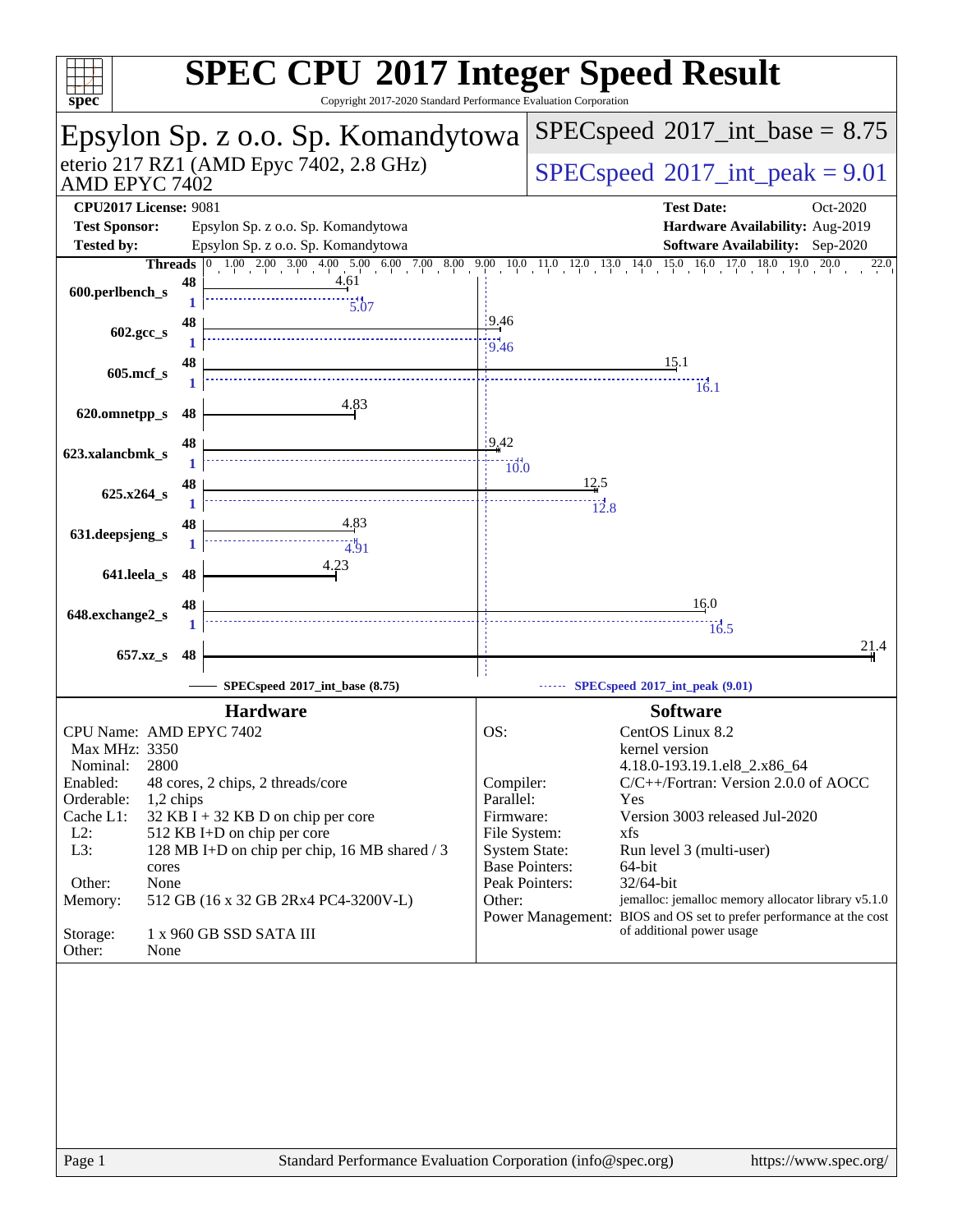# SPEC CPU 2017 Integer Speed Result

Copyright 2017-2020 Standard Performance Evaluation Corporation

## Epsylon Sp. z o.o. Sp. Komandytowa

eterio 217 RZ1 (AMD Epyc 7402, 2.8 GHz)
AMD EPYC 7402

SPECspeed 2017_int_base = 8.75

SPECspeed 2017_int_peak = 9.01

| | | | |
|---|---|---|---|
| **CPU2017 License:** | 9081 | **Test Date:** | Oct-2020 |
| **Test Sponsor:** | Epsylon Sp. z o.o. Sp. Komandytowa | **Hardware Availability:** | Aug-2019 |
| **Tested by:** | Epsylon Sp. z o.o. Sp. Komandytowa | **Software Availability:** | Sep-2020 |

Threads 0 1.00 2.00 3.00 4.00 5.00 6.00 7.00 8.00 9.00 10.0 11.0 12.0 13.0 14.0 15.0 16.0 17.0 18.0 19.0 20.0 22.0

600.perlbench_s 48 4.61
1 5.07

602.gcc_s 48 9.46
1 9.46

605.mcf_s 48 15.1
1 16.1

620.omnetpp_s 48 4.83

623.xalancbmk_s 48 9.42
1 10.0

625.x264_s 48 12.5
1 12.8

631.deepsjeng_s 48 4.83
1 4.91

641.leela_s 48 4.23

648.exchange2_s 48 16.0
1 16.5

657.xz_s 48 21.4

SPECspeed 2017_int_base (8.75)

SPECspeed 2017_int_peak (9.01)

### Hardware

| | |
|---|---|
| CPU Name: | AMD EPYC 7402 |
| Max MHz: | 3350 |
| Nominal: | 2800 |
| Enabled: | 48 cores, 2 chips, 2 threads/core |
| Orderable: | 1,2 chips |
| Cache L1: | 32 KB I + 32 KB D on chip per core |
| L2: | 512 KB I+D on chip per core |
| L3: | 128 MB I+D on chip per chip, 16 MB shared / 3 cores |
| Other: | None |
| Memory: | 512 GB (16 x 32 GB 2Rx4 PC4-3200V-L) |
| Storage: | 1 x 960 GB SSD SATA III |
| Other: | None |

### Software

| | |
|---|---|
| OS: | CentOS Linux 8.2 kernel version 4.18.0-193.19.1.el8_2.x86_64 |
| Compiler: | C/C++/Fortran: Version 2.0.0 of AOCC |
| Parallel: | Yes |
| Firmware: | Version 3003 released Jul-2020 |
| File System: | xfs |
| System State: | Run level 3 (multi-user) |
| Base Pointers: | 64-bit |
| Peak Pointers: | 32/64-bit |
| Other: | jemalloc: jemalloc memory allocator library v5.1.0 |
| Power Management: | BIOS and OS set to prefer performance at the cost of additional power usage |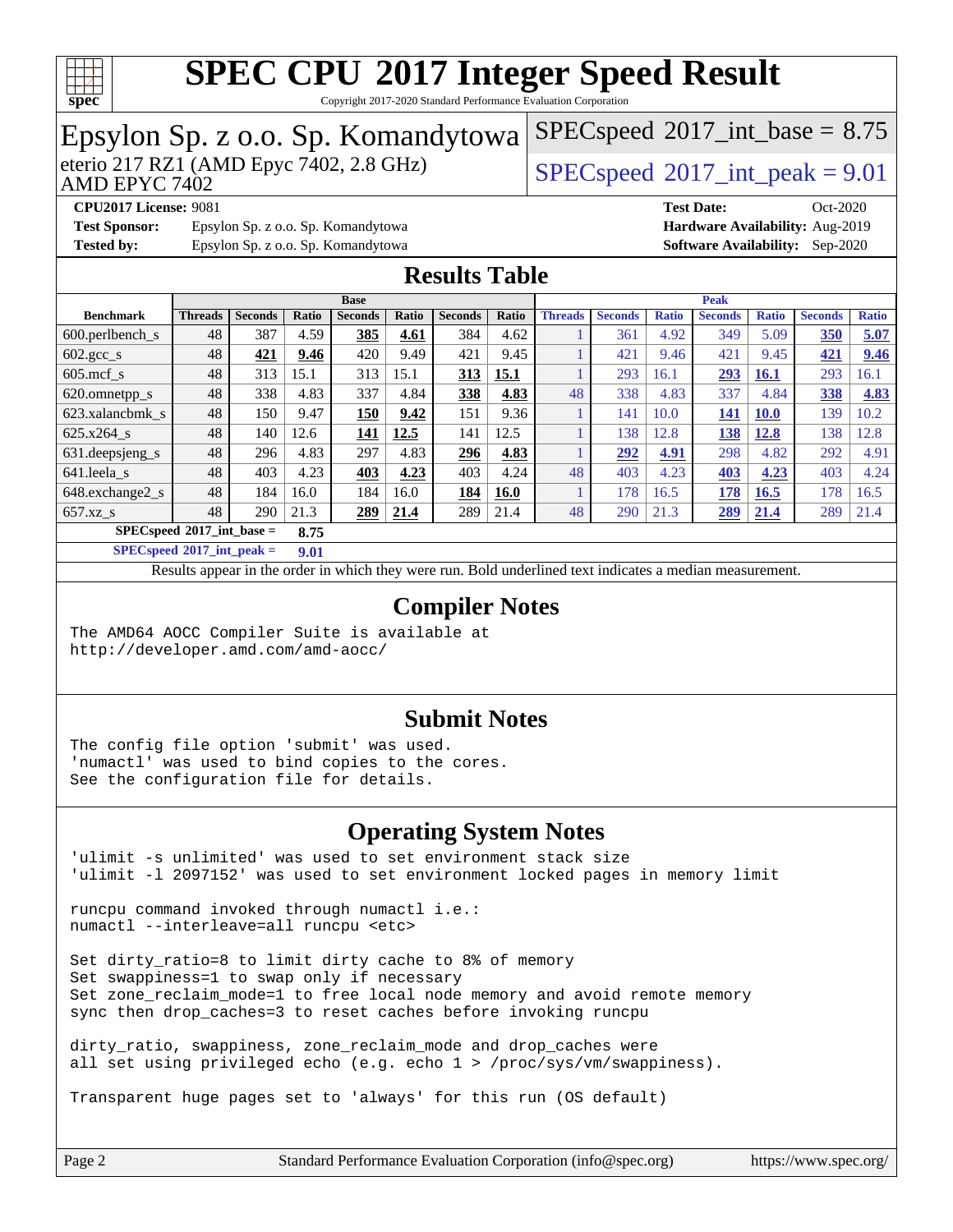# SPEC CPU 2017 Integer Speed Result

Copyright 2017-2020 Standard Performance Evaluation Corporation

## Epsylon Sp. z o.o. Sp. Komandytowa

eterio 217 RZ1 (AMD Epyc 7402, 2.8 GHz)
AMD EPYC 7402

SPECspeed 2017_int_base = 8.75

SPECspeed 2017_int_peak = 9.01

**CPU2017 License:** 9081
**Test Sponsor:** Epsylon Sp. z o.o. Sp. Komandytowa
**Tested by:** Epsylon Sp. z o.o. Sp. Komandytowa

**Test Date:** Oct-2020
**Hardware Availability:** Aug-2019
**Software Availability:** Sep-2020

## Results Table

| | Base | | | | | | | Peak | | | | | | |
|---|---|---|---|---|---|---|---|---|---|---|---|---|---|---|
| **Benchmark** | **Threads** | **Seconds** | **Ratio** | **Seconds** | **Ratio** | **Seconds** | **Ratio** | **Threads** | **Seconds** | **Ratio** | **Seconds** | **Ratio** | **Seconds** | **Ratio** |
| 600.perlbench_s | 48 | 387 | 4.59 | **385** | **4.61** | 384 | 4.62 | 1 | 361 | 4.92 | 349 | 5.09 | **350** | **5.07** |
| 602.gcc_s | 48 | **421** | **9.46** | 420 | 9.49 | 421 | 9.45 | 1 | 421 | 9.46 | 421 | 9.45 | **421** | **9.46** |
| 605.mcf_s | 48 | 313 | 15.1 | 313 | 15.1 | **313** | **15.1** | 1 | 293 | 16.1 | **293** | **16.1** | 293 | 16.1 |
| 620.omnetpp_s | 48 | 338 | 4.83 | 337 | 4.84 | **338** | **4.83** | 48 | 338 | 4.83 | 337 | 4.84 | **338** | **4.83** |
| 623.xalancbmk_s | 48 | 150 | 9.47 | **150** | **9.42** | 151 | 9.36 | 1 | 141 | 10.0 | **141** | **10.0** | 139 | 10.2 |
| 625.x264_s | 48 | 140 | 12.6 | **141** | **12.5** | 141 | 12.5 | 1 | 138 | 12.8 | **138** | **12.8** | 138 | 12.8 |
| 631.deepsjeng_s | 48 | 296 | 4.83 | 297 | 4.83 | **296** | **4.83** | 1 | **292** | **4.91** | 298 | 4.82 | 292 | 4.91 |
| 641.leela_s | 48 | 403 | 4.23 | **403** | **4.23** | 403 | 4.24 | 48 | 403 | 4.23 | **403** | **4.23** | 403 | 4.24 |
| 648.exchange2_s | 48 | 184 | 16.0 | 184 | 16.0 | **184** | **16.0** | 1 | 178 | 16.5 | **178** | **16.5** | 178 | 16.5 |
| 657.xz_s | 48 | 290 | 21.3 | **289** | **21.4** | 289 | 21.4 | 48 | 290 | 21.3 | **289** | **21.4** | 289 | 21.4 |

**SPECspeed 2017_int_base = 8.75**

**SPECspeed 2017_int_peak = 9.01**

Results appear in the order in which they were run. Bold underlined text indicates a median measurement.

## Compiler Notes

```
The AMD64 AOCC Compiler Suite is available at
http://developer.amd.com/amd-aocc/
```

## Submit Notes

```
The config file option 'submit' was used.
'numactl' was used to bind copies to the cores.
See the configuration file for details.
```

## Operating System Notes

```
'ulimit -s unlimited' was used to set environment stack size
'ulimit -l 2097152' was used to set environment locked pages in memory limit

runcpu command invoked through numactl i.e.:
numactl --interleave=all runcpu <etc>

Set dirty_ratio=8 to limit dirty cache to 8% of memory
Set swappiness=1 to swap only if necessary
Set zone_reclaim_mode=1 to free local node memory and avoid remote memory
sync then drop_caches=3 to reset caches before invoking runcpu

dirty_ratio, swappiness, zone_reclaim_mode and drop_caches were
all set using privileged echo (e.g. echo 1 > /proc/sys/vm/swappiness).

Transparent huge pages set to 'always' for this run (OS default)
```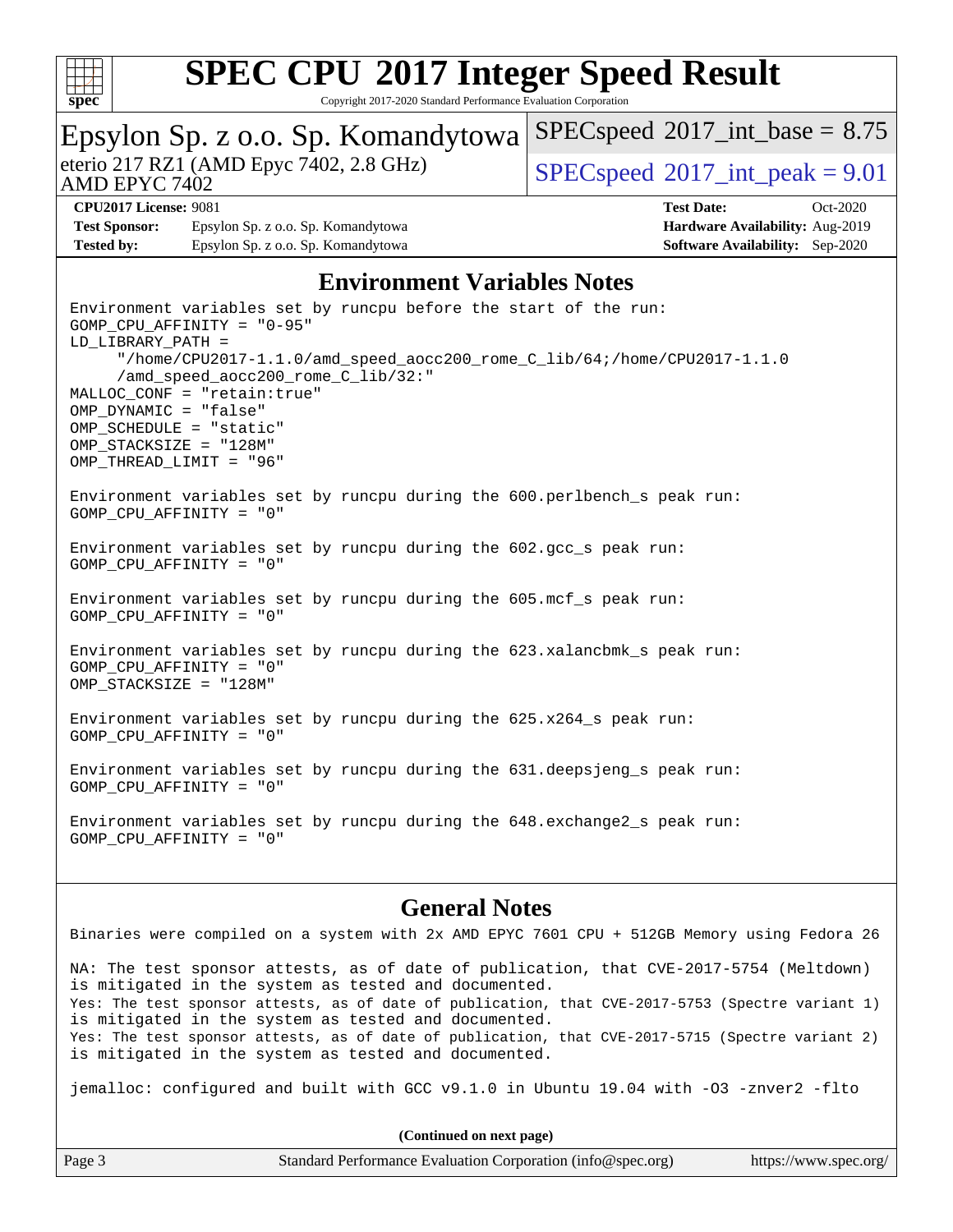# SPEC CPU 2017 Integer Speed Result

Copyright 2017-2020 Standard Performance Evaluation Corporation

## Epsylon Sp. z o.o. Sp. Komandytowa

eterio 217 RZ1 (AMD Epyc 7402, 2.8 GHz)
AMD EPYC 7402

SPECspeed 2017_int_base = 8.75

SPECspeed 2017_int_peak = 9.01

**CPU2017 License:** 9081
**Test Sponsor:** Epsylon Sp. z o.o. Sp. Komandytowa
**Tested by:** Epsylon Sp. z o.o. Sp. Komandytowa

**Test Date:** Oct-2020
**Hardware Availability:** Aug-2019
**Software Availability:** Sep-2020

## Environment Variables Notes

```
Environment variables set by runcpu before the start of the run:
GOMP_CPU_AFFINITY = "0-95"
LD_LIBRARY_PATH =
     "/home/CPU2017-1.1.0/amd_speed_aocc200_rome_C_lib/64;/home/CPU2017-1.1.0
     /amd_speed_aocc200_rome_C_lib/32:"
MALLOC_CONF = "retain:true"
OMP_DYNAMIC = "false"
OMP_SCHEDULE = "static"
OMP_STACKSIZE = "128M"
OMP_THREAD_LIMIT = "96"

Environment variables set by runcpu during the 600.perlbench_s peak run:
GOMP_CPU_AFFINITY = "0"

Environment variables set by runcpu during the 602.gcc_s peak run:
GOMP_CPU_AFFINITY = "0"

Environment variables set by runcpu during the 605.mcf_s peak run:
GOMP_CPU_AFFINITY = "0"

Environment variables set by runcpu during the 623.xalancbmk_s peak run:
GOMP_CPU_AFFINITY = "0"
OMP_STACKSIZE = "128M"

Environment variables set by runcpu during the 625.x264_s peak run:
GOMP_CPU_AFFINITY = "0"

Environment variables set by runcpu during the 631.deepsjeng_s peak run:
GOMP_CPU_AFFINITY = "0"

Environment variables set by runcpu during the 648.exchange2_s peak run:
GOMP_CPU_AFFINITY = "0"
```

## General Notes

```
Binaries were compiled on a system with 2x AMD EPYC 7601 CPU + 512GB Memory using Fedora 26

NA: The test sponsor attests, as of date of publication, that CVE-2017-5754 (Meltdown)
is mitigated in the system as tested and documented.
Yes: The test sponsor attests, as of date of publication, that CVE-2017-5753 (Spectre variant 1)
is mitigated in the system as tested and documented.
Yes: The test sponsor attests, as of date of publication, that CVE-2017-5715 (Spectre variant 2)
is mitigated in the system as tested and documented.

jemalloc: configured and built with GCC v9.1.0 in Ubuntu 19.04 with -O3 -znver2 -flto
```

**(Continued on next page)**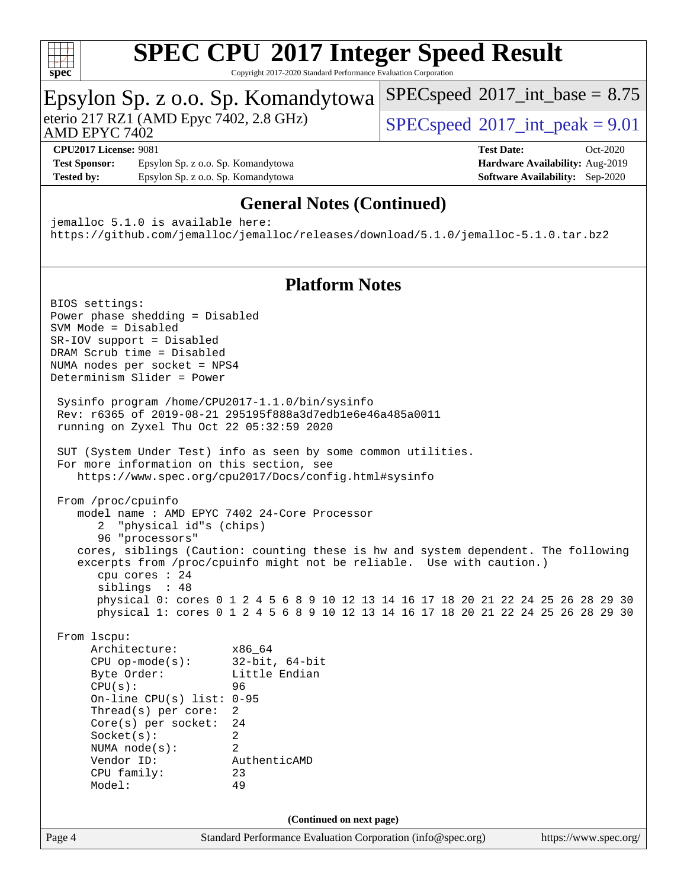# SPEC CPU 2017 Integer Speed Result

Copyright 2017-2020 Standard Performance Evaluation Corporation

## Epsylon Sp. z o.o. Sp. Komandytowa

eterio 217 RZ1 (AMD Epyc 7402, 2.8 GHz)
AMD EPYC 7402

SPECspeed 2017_int_base = 8.75

SPECspeed 2017_int_peak = 9.01

**CPU2017 License:** 9081
**Test Sponsor:** Epsylon Sp. z o.o. Sp. Komandytowa
**Tested by:** Epsylon Sp. z o.o. Sp. Komandytowa

**Test Date:** Oct-2020
**Hardware Availability:** Aug-2019
**Software Availability:** Sep-2020

### General Notes (Continued)

```
jemalloc 5.1.0 is available here:
https://github.com/jemalloc/jemalloc/releases/download/5.1.0/jemalloc-5.1.0.tar.bz2
```

### Platform Notes

```
BIOS settings:
Power phase shedding = Disabled
SVM Mode = Disabled
SR-IOV support = Disabled
DRAM Scrub time = Disabled
NUMA nodes per socket = NPS4
Determinism Slider = Power

 Sysinfo program /home/CPU2017-1.1.0/bin/sysinfo
 Rev: r6365 of 2019-08-21 295195f888a3d7edb1e6e46a485a0011
 running on Zyxel Thu Oct 22 05:32:59 2020

 SUT (System Under Test) info as seen by some common utilities.
 For more information on this section, see
    https://www.spec.org/cpu2017/Docs/config.html#sysinfo

 From /proc/cpuinfo
    model name : AMD EPYC 7402 24-Core Processor
       2  "physical id"s (chips)
       96 "processors"
    cores, siblings (Caution: counting these is hw and system dependent. The following
    excerpts from /proc/cpuinfo might not be reliable.  Use with caution.)
       cpu cores : 24
       siblings  : 48
       physical 0: cores 0 1 2 4 5 6 8 9 10 12 13 14 16 17 18 20 21 22 24 25 26 28 29 30
       physical 1: cores 0 1 2 4 5 6 8 9 10 12 13 14 16 17 18 20 21 22 24 25 26 28 29 30

 From lscpu:
      Architecture:        x86_64
      CPU op-mode(s):      32-bit, 64-bit
      Byte Order:          Little Endian
      CPU(s):              96
      On-line CPU(s) list: 0-95
      Thread(s) per core:  2
      Core(s) per socket:  24
      Socket(s):           2
      NUMA node(s):        2
      Vendor ID:           AuthenticAMD
      CPU family:          23
      Model:               49
```

**(Continued on next page)**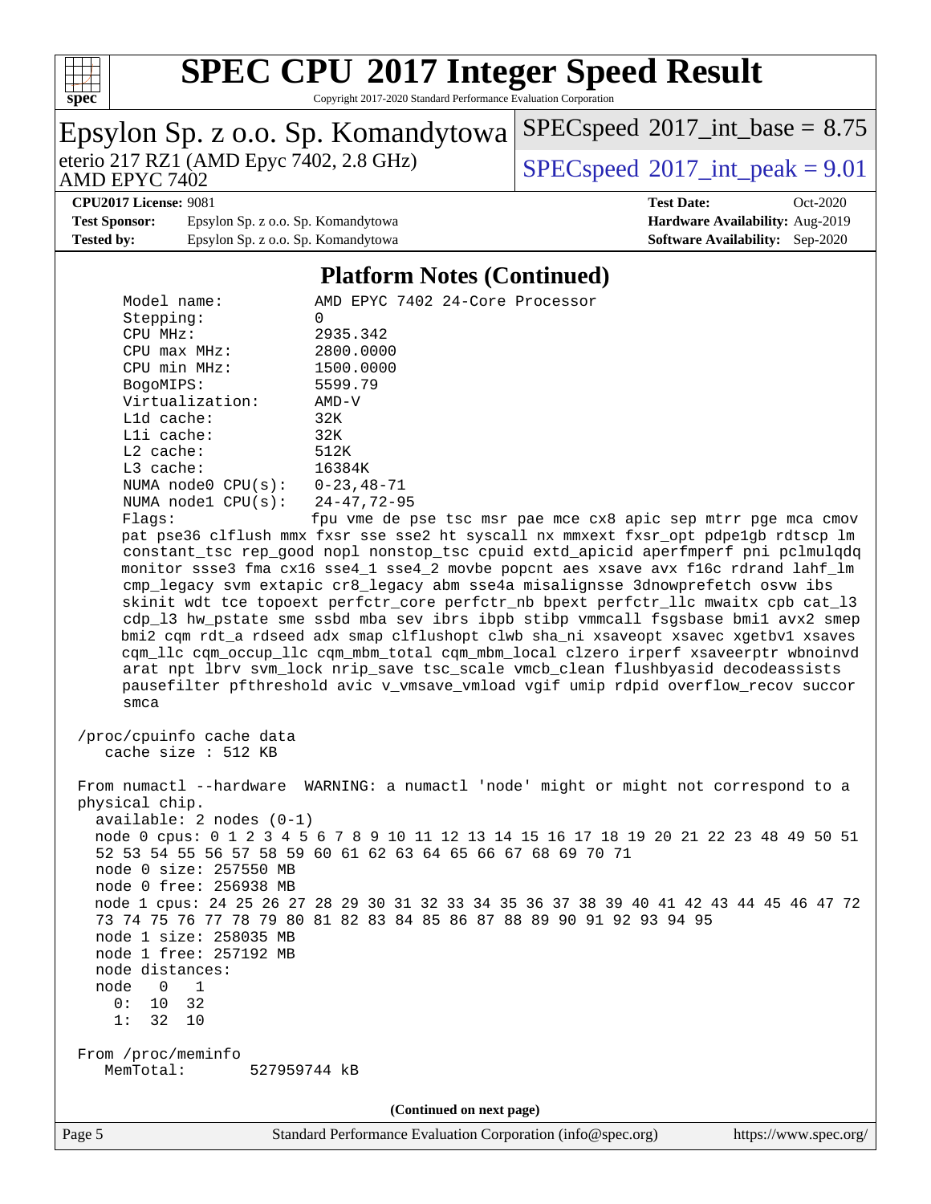# SPEC CPU 2017 Integer Speed Result

Copyright 2017-2020 Standard Performance Evaluation Corporation

Epsylon Sp. z o.o. Sp. Komandytowa
eterio 217 RZ1 (AMD Epyc 7402, 2.8 GHz)
AMD EPYC 7402

SPECspeed 2017_int_base = 8.75
SPECspeed 2017_int_peak = 9.01

**CPU2017 License:** 9081
**Test Sponsor:** Epsylon Sp. z o.o. Sp. Komandytowa
**Tested by:** Epsylon Sp. z o.o. Sp. Komandytowa
**Test Date:** Oct-2020
**Hardware Availability:** Aug-2019
**Software Availability:** Sep-2020

## Platform Notes (Continued)

```
     Model name:          AMD EPYC 7402 24-Core Processor
     Stepping:            0
     CPU MHz:             2935.342
     CPU max MHz:         2800.0000
     CPU min MHz:         1500.0000
     BogoMIPS:            5599.79
     Virtualization:      AMD-V
     L1d cache:           32K
     L1i cache:           32K
     L2 cache:            512K
     L3 cache:            16384K
     NUMA node0 CPU(s):   0-23,48-71
     NUMA node1 CPU(s):   24-47,72-95
     Flags:               fpu vme de pse tsc msr pae mce cx8 apic sep mtrr pge mca cmov
     pat pse36 clflush mmx fxsr sse sse2 ht syscall nx mmxext fxsr_opt pdpe1gb rdtscp lm
     constant_tsc rep_good nopl nonstop_tsc cpuid extd_apicid aperfmperf pni pclmulqdq
     monitor ssse3 fma cx16 sse4_1 sse4_2 movbe popcnt aes xsave avx f16c rdrand lahf_lm
     cmp_legacy svm extapic cr8_legacy abm sse4a misalignsse 3dnowprefetch osvw ibs
     skinit wdt tce topoext perfctr_core perfctr_nb bpext perfctr_llc mwaitx cpb cat_l3
     cdp_l3 hw_pstate sme ssbd mba sev ibrs ibpb stibp vmmcall fsgsbase bmi1 avx2 smep
     bmi2 cqm rdt_a rdseed adx smap clflushopt clwb sha_ni xsaveopt xsavec xgetbv1 xsaves
     cqm_llc cqm_occup_llc cqm_mbm_total cqm_mbm_local clzero irperf xsaveerptr wbnoinvd
     arat npt lbrv svm_lock nrip_save tsc_scale vmcb_clean flushbyasid decodeassists
     pausefilter pfthreshold avic v_vmsave_vmload vgif umip rdpid overflow_recov succor
     smca

 /proc/cpuinfo cache data
    cache size : 512 KB

 From numactl --hardware  WARNING: a numactl 'node' might or might not correspond to a
 physical chip.
   available: 2 nodes (0-1)
   node 0 cpus: 0 1 2 3 4 5 6 7 8 9 10 11 12 13 14 15 16 17 18 19 20 21 22 23 48 49 50 51
   52 53 54 55 56 57 58 59 60 61 62 63 64 65 66 67 68 69 70 71
   node 0 size: 257550 MB
   node 0 free: 256938 MB
   node 1 cpus: 24 25 26 27 28 29 30 31 32 33 34 35 36 37 38 39 40 41 42 43 44 45 46 47 72
   73 74 75 76 77 78 79 80 81 82 83 84 85 86 87 88 89 90 91 92 93 94 95
   node 1 size: 258035 MB
   node 1 free: 257192 MB
   node distances:
   node   0   1
     0:  10  32
     1:  32  10

 From /proc/meminfo
    MemTotal:       527959744 kB
```

**(Continued on next page)**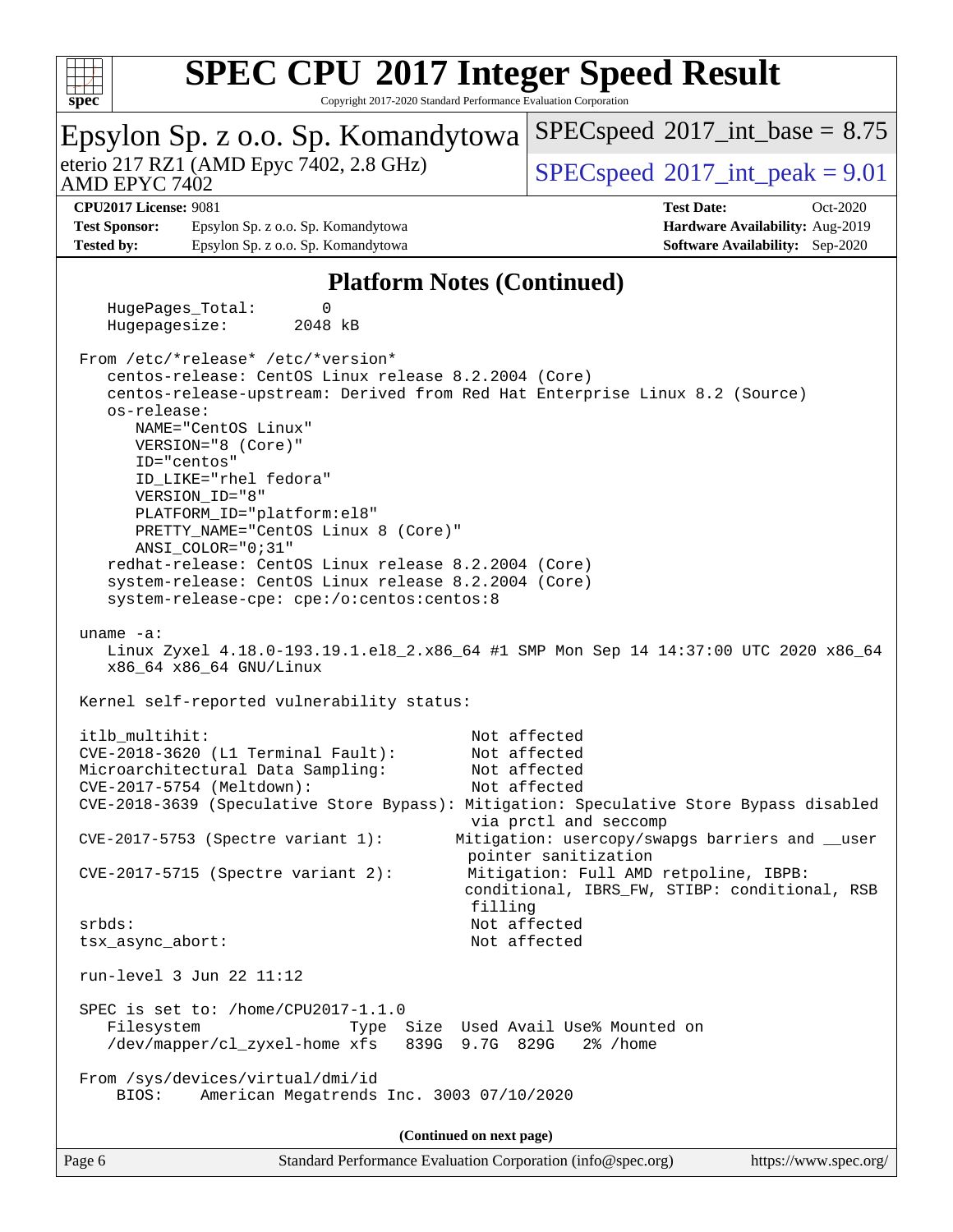# SPEC CPU 2017 Integer Speed Result

Copyright 2017-2020 Standard Performance Evaluation Corporation

**Epsylon Sp. z o.o. Sp. Komandytowa**
eterio 217 RZ1 (AMD Epyc 7402, 2.8 GHz)
AMD EPYC 7402

SPECspeed 2017_int_base = 8.75
SPECspeed 2017_int_peak = 9.01

**CPU2017 License:** 9081
**Test Sponsor:** Epsylon Sp. z o.o. Sp. Komandytowa
**Tested by:** Epsylon Sp. z o.o. Sp. Komandytowa

**Test Date:** Oct-2020
**Hardware Availability:** Aug-2019
**Software Availability:** Sep-2020

## Platform Notes (Continued)

```
    HugePages_Total:       0
    Hugepagesize:       2048 kB

 From /etc/*release* /etc/*version*
    centos-release: CentOS Linux release 8.2.2004 (Core)
    centos-release-upstream: Derived from Red Hat Enterprise Linux 8.2 (Source)
    os-release:
       NAME="CentOS Linux"
       VERSION="8 (Core)"
       ID="centos"
       ID_LIKE="rhel fedora"
       VERSION_ID="8"
       PLATFORM_ID="platform:el8"
       PRETTY_NAME="CentOS Linux 8 (Core)"
       ANSI_COLOR="0;31"
    redhat-release: CentOS Linux release 8.2.2004 (Core)
    system-release: CentOS Linux release 8.2.2004 (Core)
    system-release-cpe: cpe:/o:centos:centos:8

 uname -a:
    Linux Zyxel 4.18.0-193.19.1.el8_2.x86_64 #1 SMP Mon Sep 14 14:37:00 UTC 2020 x86_64
    x86_64 x86_64 GNU/Linux

 Kernel self-reported vulnerability status:

 itlb_multihit:                                         Not affected
 CVE-2018-3620 (L1 Terminal Fault):                     Not affected
 Microarchitectural Data Sampling:                      Not affected
 CVE-2017-5754 (Meltdown):                              Not affected
 CVE-2018-3639 (Speculative Store Bypass): Mitigation: Speculative Store Bypass disabled
                                                        via prctl and seccomp
 CVE-2017-5753 (Spectre variant 1):                    Mitigation: usercopy/swapgs barriers and __user
                                                        pointer sanitization
 CVE-2017-5715 (Spectre variant 2):                     Mitigation: Full AMD retpoline, IBPB:
                                                       conditional, IBRS_FW, STIBP: conditional, RSB
                                                        filling
 srbds:                                                 Not affected
 tsx_async_abort:                                       Not affected

 run-level 3 Jun 22 11:12

 SPEC is set to: /home/CPU2017-1.1.0
    Filesystem                  Type  Size  Used Avail Use% Mounted on
    /dev/mapper/cl_zyxel-home xfs    839G  9.7G  829G   2% /home

 From /sys/devices/virtual/dmi/id
     BIOS:    American Megatrends Inc. 3003 07/10/2020
```

(Continued on next page)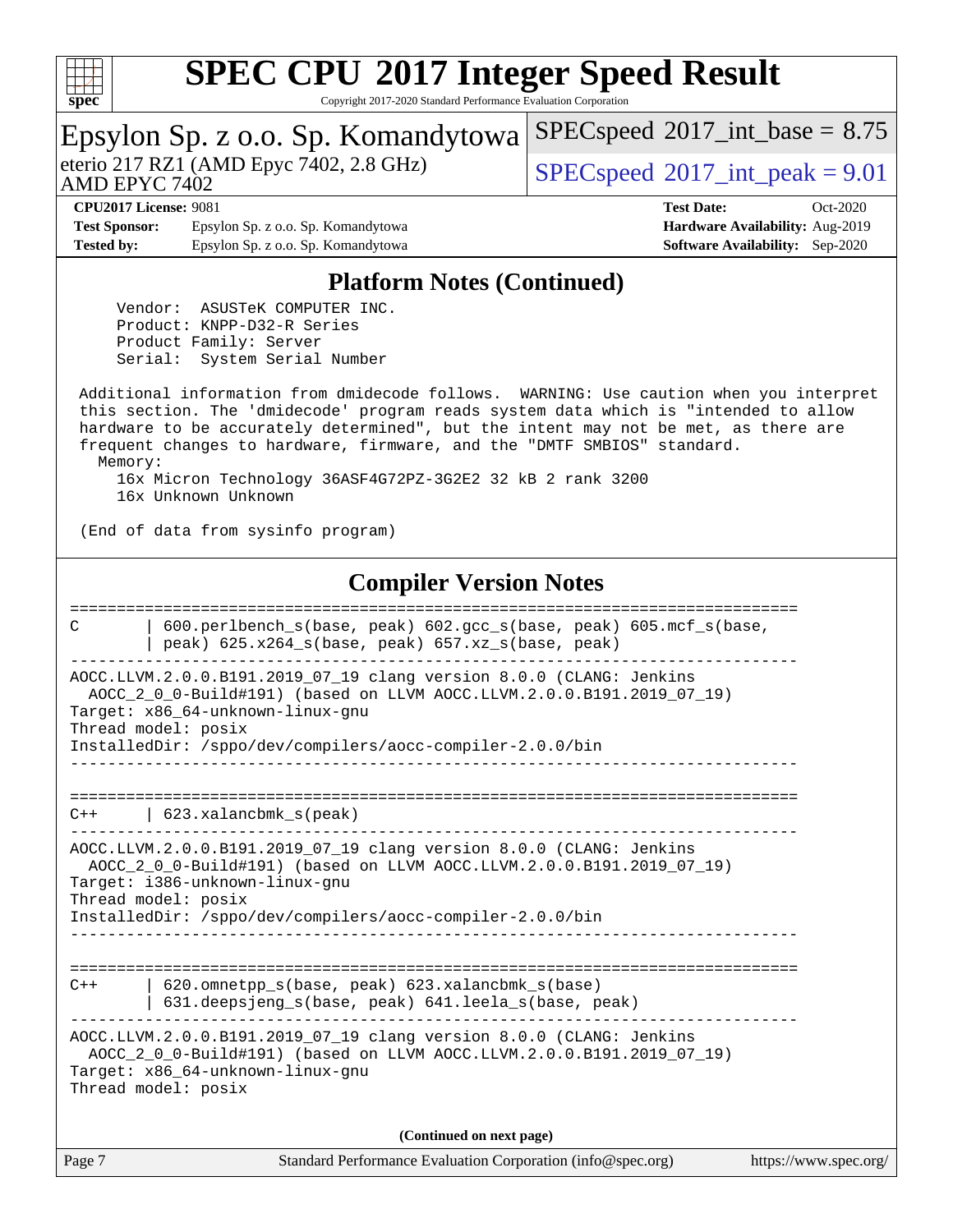# SPEC CPU 2017 Integer Speed Result

Copyright 2017-2020 Standard Performance Evaluation Corporation

**Epsylon Sp. z o.o. Sp. Komandytowa**
eterio 217 RZ1 (AMD Epyc 7402, 2.8 GHz)
AMD EPYC 7402

SPECspeed 2017_int_base = 8.75
SPECspeed 2017_int_peak = 9.01

| | | | |
|---|---|---|---|
| **CPU2017 License:** 9081 | | **Test Date:** | Oct-2020 |
| **Test Sponsor:** | Epsylon Sp. z o.o. Sp. Komandytowa | **Hardware Availability:** | Aug-2019 |
| **Tested by:** | Epsylon Sp. z o.o. Sp. Komandytowa | **Software Availability:** | Sep-2020 |

## Platform Notes (Continued)

```
    Vendor:  ASUSTeK COMPUTER INC.
    Product: KNPP-D32-R Series
    Product Family: Server
    Serial:  System Serial Number

 Additional information from dmidecode follows.  WARNING: Use caution when you interpret
 this section. The 'dmidecode' program reads system data which is "intended to allow
 hardware to be accurately determined", but the intent may not be met, as there are
 frequent changes to hardware, firmware, and the "DMTF SMBIOS" standard.
   Memory:
     16x Micron Technology 36ASF4G72PZ-3G2E2 32 kB 2 rank 3200
     16x Unknown Unknown

 (End of data from sysinfo program)
```

## Compiler Version Notes

```
==============================================================================
C       | 600.perlbench_s(base, peak) 602.gcc_s(base, peak) 605.mcf_s(base,
        | peak) 625.x264_s(base, peak) 657.xz_s(base, peak)
------------------------------------------------------------------------------
AOCC.LLVM.2.0.0.B191.2019_07_19 clang version 8.0.0 (CLANG: Jenkins
  AOCC_2_0_0-Build#191) (based on LLVM AOCC.LLVM.2.0.0.B191.2019_07_19)
Target: x86_64-unknown-linux-gnu
Thread model: posix
InstalledDir: /sppo/dev/compilers/aocc-compiler-2.0.0/bin
------------------------------------------------------------------------------

==============================================================================
C++     | 623.xalancbmk_s(peak)
------------------------------------------------------------------------------
AOCC.LLVM.2.0.0.B191.2019_07_19 clang version 8.0.0 (CLANG: Jenkins
  AOCC_2_0_0-Build#191) (based on LLVM AOCC.LLVM.2.0.0.B191.2019_07_19)
Target: i386-unknown-linux-gnu
Thread model: posix
InstalledDir: /sppo/dev/compilers/aocc-compiler-2.0.0/bin
------------------------------------------------------------------------------

==============================================================================
C++     | 620.omnetpp_s(base, peak) 623.xalancbmk_s(base)
        | 631.deepsjeng_s(base, peak) 641.leela_s(base, peak)
------------------------------------------------------------------------------
AOCC.LLVM.2.0.0.B191.2019_07_19 clang version 8.0.0 (CLANG: Jenkins
  AOCC_2_0_0-Build#191) (based on LLVM AOCC.LLVM.2.0.0.B191.2019_07_19)
Target: x86_64-unknown-linux-gnu
Thread model: posix
```

**(Continued on next page)**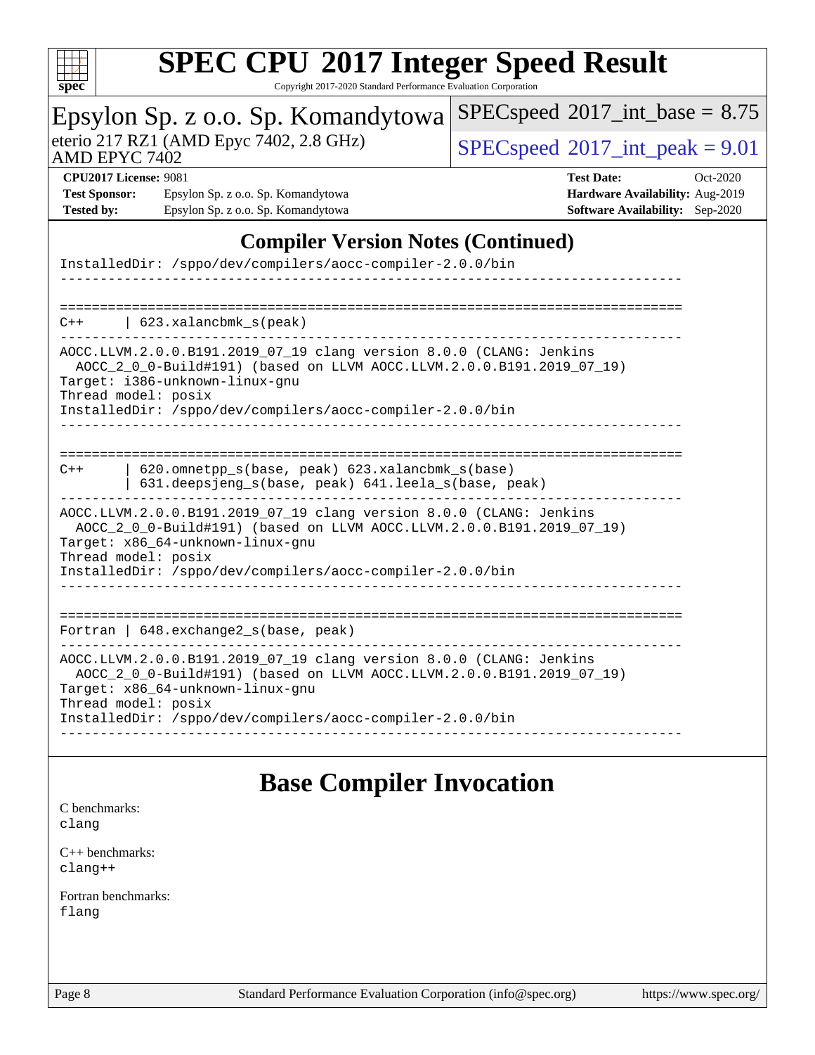## Compiler Version Notes (Continued)

```
InstalledDir: /sppo/dev/compilers/aocc-compiler-2.0.0/bin
------------------------------------------------------------------------------

==============================================================================
C++       | 623.xalancbmk_s(peak)
------------------------------------------------------------------------------
AOCC.LLVM.2.0.0.B191.2019_07_19 clang version 8.0.0 (CLANG: Jenkins
  AOCC_2_0_0-Build#191) (based on LLVM AOCC.LLVM.2.0.0.B191.2019_07_19)
Target: i386-unknown-linux-gnu
Thread model: posix
InstalledDir: /sppo/dev/compilers/aocc-compiler-2.0.0/bin
------------------------------------------------------------------------------

==============================================================================
C++       | 620.omnetpp_s(base, peak) 623.xalancbmk_s(base)
          | 631.deepsjeng_s(base, peak) 641.leela_s(base, peak)
------------------------------------------------------------------------------
AOCC.LLVM.2.0.0.B191.2019_07_19 clang version 8.0.0 (CLANG: Jenkins
  AOCC_2_0_0-Build#191) (based on LLVM AOCC.LLVM.2.0.0.B191.2019_07_19)
Target: x86_64-unknown-linux-gnu
Thread model: posix
InstalledDir: /sppo/dev/compilers/aocc-compiler-2.0.0/bin
------------------------------------------------------------------------------

==============================================================================
Fortran | 648.exchange2_s(base, peak)
------------------------------------------------------------------------------
AOCC.LLVM.2.0.0.B191.2019_07_19 clang version 8.0.0 (CLANG: Jenkins
  AOCC_2_0_0-Build#191) (based on LLVM AOCC.LLVM.2.0.0.B191.2019_07_19)
Target: x86_64-unknown-linux-gnu
Thread model: posix
InstalledDir: /sppo/dev/compilers/aocc-compiler-2.0.0/bin
------------------------------------------------------------------------------
```

# Base Compiler Invocation

C benchmarks:
clang

C++ benchmarks:
clang++

Fortran benchmarks:
flang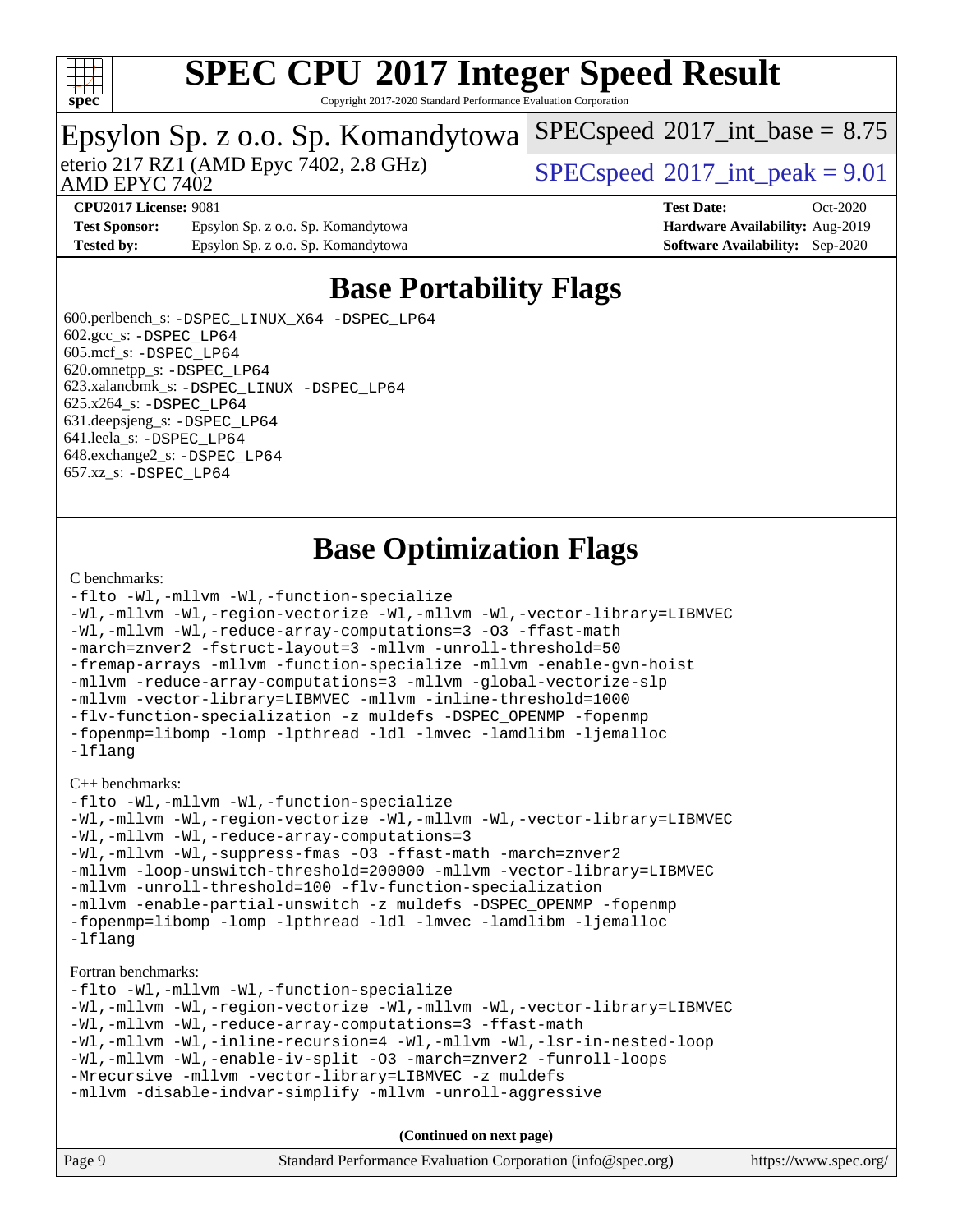# SPEC CPU 2017 Integer Speed Result

Copyright 2017-2020 Standard Performance Evaluation Corporation

## Epsylon Sp. z o.o. Sp. Komandytowa

eterio 217 RZ1 (AMD Epyc 7402, 2.8 GHz)
AMD EPYC 7402

SPECspeed 2017_int_base = 8.75

SPECspeed 2017_int_peak = 9.01

**CPU2017 License:** 9081
**Test Sponsor:** Epsylon Sp. z o.o. Sp. Komandytowa
**Tested by:** Epsylon Sp. z o.o. Sp. Komandytowa

**Test Date:** Oct-2020
**Hardware Availability:** Aug-2019
**Software Availability:** Sep-2020

## Base Portability Flags

600.perlbench_s: -DSPEC_LINUX_X64 -DSPEC_LP64
602.gcc_s: -DSPEC_LP64
605.mcf_s: -DSPEC_LP64
620.omnetpp_s: -DSPEC_LP64
623.xalancbmk_s: -DSPEC_LINUX -DSPEC_LP64
625.x264_s: -DSPEC_LP64
631.deepsjeng_s: -DSPEC_LP64
641.leela_s: -DSPEC_LP64
648.exchange2_s: -DSPEC_LP64
657.xz_s: -DSPEC_LP64

## Base Optimization Flags

C benchmarks:

```
-flto -Wl,-mllvm -Wl,-function-specialize
-Wl,-mllvm -Wl,-region-vectorize -Wl,-mllvm -Wl,-vector-library=LIBMVEC
-Wl,-mllvm -Wl,-reduce-array-computations=3 -O3 -ffast-math
-march=znver2 -fstruct-layout=3 -mllvm -unroll-threshold=50
-fremap-arrays -mllvm -function-specialize -mllvm -enable-gvn-hoist
-mllvm -reduce-array-computations=3 -mllvm -global-vectorize-slp
-mllvm -vector-library=LIBMVEC -mllvm -inline-threshold=1000
-flv-function-specialization -z muldefs -DSPEC_OPENMP -fopenmp
-fopenmp=libomp -lomp -lpthread -ldl -lmvec -lamdlibm -ljemalloc
-lflang
```

C++ benchmarks:

```
-flto -Wl,-mllvm -Wl,-function-specialize
-Wl,-mllvm -Wl,-region-vectorize -Wl,-mllvm -Wl,-vector-library=LIBMVEC
-Wl,-mllvm -Wl,-reduce-array-computations=3
-Wl,-mllvm -Wl,-suppress-fmas -O3 -ffast-math -march=znver2
-mllvm -loop-unswitch-threshold=200000 -mllvm -vector-library=LIBMVEC
-mllvm -unroll-threshold=100 -flv-function-specialization
-mllvm -enable-partial-unswitch -z muldefs -DSPEC_OPENMP -fopenmp
-fopenmp=libomp -lomp -lpthread -ldl -lmvec -lamdlibm -ljemalloc
-lflang
```

Fortran benchmarks:

```
-flto -Wl,-mllvm -Wl,-function-specialize
-Wl,-mllvm -Wl,-region-vectorize -Wl,-mllvm -Wl,-vector-library=LIBMVEC
-Wl,-mllvm -Wl,-reduce-array-computations=3 -ffast-math
-Wl,-mllvm -Wl,-inline-recursion=4 -Wl,-mllvm -Wl,-lsr-in-nested-loop
-Wl,-mllvm -Wl,-enable-iv-split -O3 -march=znver2 -funroll-loops
-Mrecursive -mllvm -vector-library=LIBMVEC -z muldefs
-mllvm -disable-indvar-simplify -mllvm -unroll-aggressive
```

**(Continued on next page)**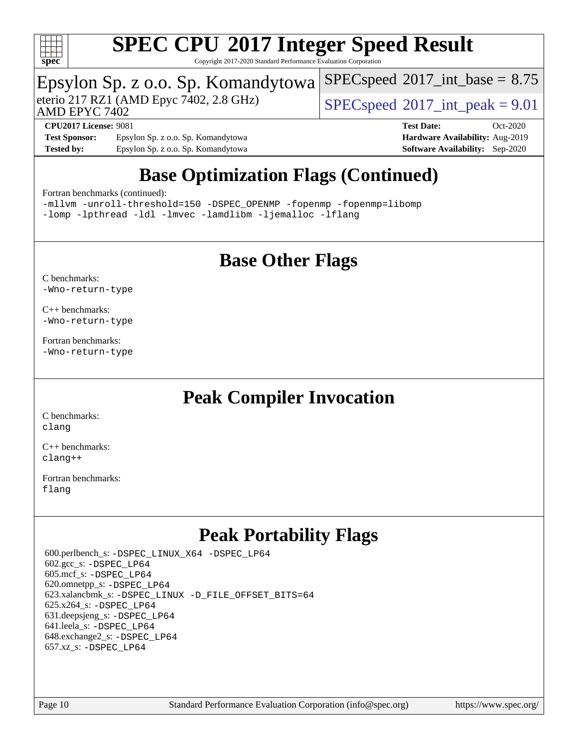## Base Optimization Flags (Continued)

Fortran benchmarks (continued):

```
-mllvm -unroll-threshold=150 -DSPEC_OPENMP -fopenmp -fopenmp=libomp
-lomp -lpthread -ldl -lmvec -lamdlibm -ljemalloc -lflang
```

## Base Other Flags

C benchmarks:
`-Wno-return-type`

C++ benchmarks:
`-Wno-return-type`

Fortran benchmarks:
`-Wno-return-type`

## Peak Compiler Invocation

C benchmarks:
`clang`

C++ benchmarks:
`clang++`

Fortran benchmarks:
`flang`

## Peak Portability Flags

600.perlbench_s: `-DSPEC_LINUX_X64 -DSPEC_LP64`
602.gcc_s: `-DSPEC_LP64`
605.mcf_s: `-DSPEC_LP64`
620.omnetpp_s: `-DSPEC_LP64`
623.xalancbmk_s: `-DSPEC_LINUX -D_FILE_OFFSET_BITS=64`
625.x264_s: `-DSPEC_LP64`
631.deepsjeng_s: `-DSPEC_LP64`
641.leela_s: `-DSPEC_LP64`
648.exchange2_s: `-DSPEC_LP64`
657.xz_s: `-DSPEC_LP64`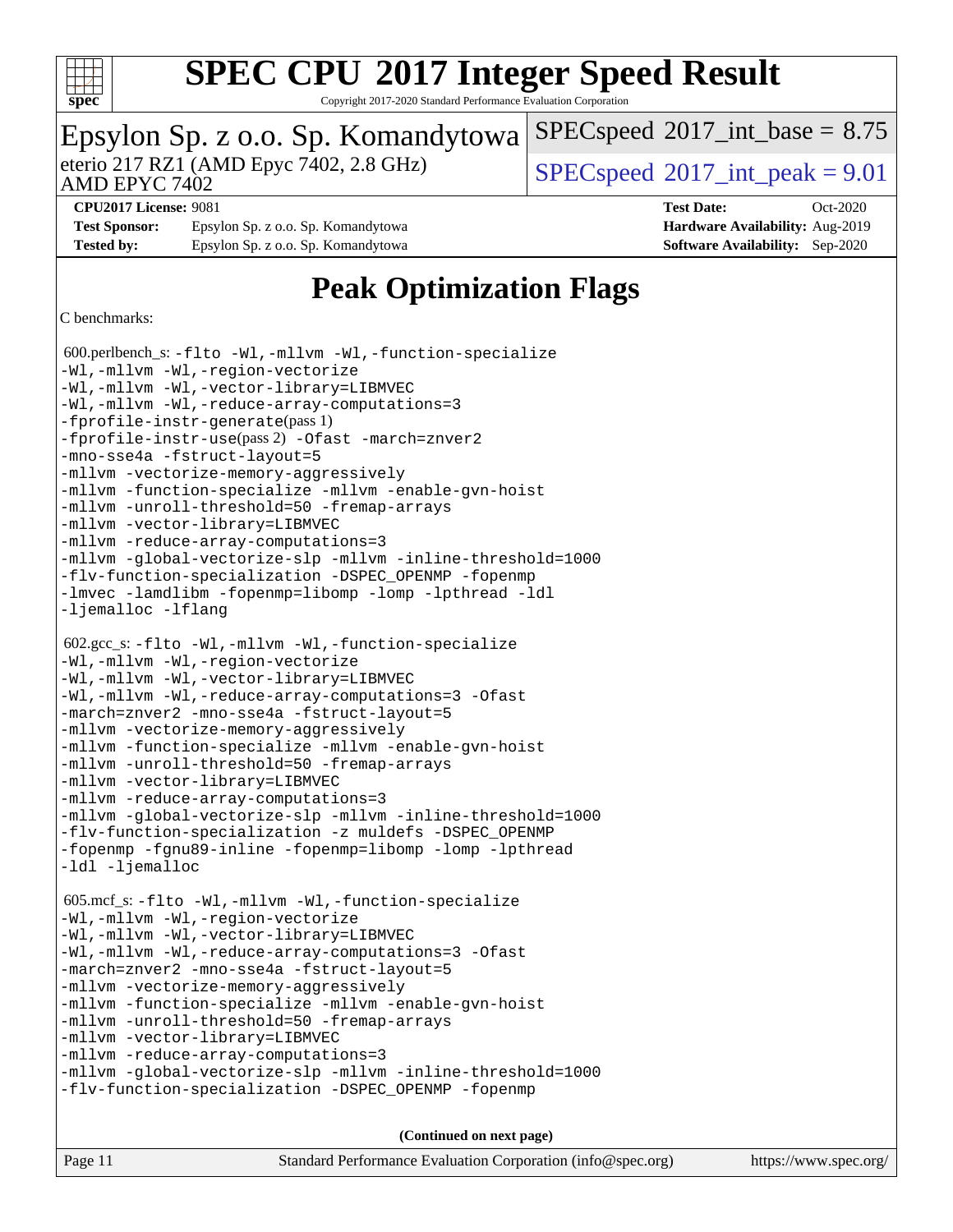# SPEC CPU 2017 Integer Speed Result

Copyright 2017-2020 Standard Performance Evaluation Corporation

## Epsylon Sp. z o.o. Sp. Komandytowa

eterio 217 RZ1 (AMD Epyc 7402, 2.8 GHz)
AMD EPYC 7402

SPECspeed 2017_int_base = 8.75

SPECspeed 2017_int_peak = 9.01

**CPU2017 License:** 9081
**Test Sponsor:** Epsylon Sp. z o.o. Sp. Komandytowa
**Tested by:** Epsylon Sp. z o.o. Sp. Komandytowa

**Test Date:** Oct-2020
**Hardware Availability:** Aug-2019
**Software Availability:** Sep-2020

# Peak Optimization Flags

C benchmarks:

600.perlbench_s: -flto -Wl,-mllvm -Wl,-function-specialize
-Wl,-mllvm -Wl,-region-vectorize
-Wl,-mllvm -Wl,-vector-library=LIBMVEC
-Wl,-mllvm -Wl,-reduce-array-computations=3
-fprofile-instr-generate(pass 1)
-fprofile-instr-use(pass 2) -Ofast -march=znver2
-mno-sse4a -fstruct-layout=5
-mllvm -vectorize-memory-aggressively
-mllvm -function-specialize -mllvm -enable-gvn-hoist
-mllvm -unroll-threshold=50 -fremap-arrays
-mllvm -vector-library=LIBMVEC
-mllvm -reduce-array-computations=3
-mllvm -global-vectorize-slp -mllvm -inline-threshold=1000
-flv-function-specialization -DSPEC_OPENMP -fopenmp
-lmvec -lamdlibm -fopenmp=libomp -lomp -lpthread -ldl
-ljemalloc -lflang

602.gcc_s: -flto -Wl,-mllvm -Wl,-function-specialize
-Wl,-mllvm -Wl,-region-vectorize
-Wl,-mllvm -Wl,-vector-library=LIBMVEC
-Wl,-mllvm -Wl,-reduce-array-computations=3 -Ofast
-march=znver2 -mno-sse4a -fstruct-layout=5
-mllvm -vectorize-memory-aggressively
-mllvm -function-specialize -mllvm -enable-gvn-hoist
-mllvm -unroll-threshold=50 -fremap-arrays
-mllvm -vector-library=LIBMVEC
-mllvm -reduce-array-computations=3
-mllvm -global-vectorize-slp -mllvm -inline-threshold=1000
-flv-function-specialization -z muldefs -DSPEC_OPENMP
-fopenmp -fgnu89-inline -fopenmp=libomp -lomp -lpthread
-ldl -ljemalloc

605.mcf_s: -flto -Wl,-mllvm -Wl,-function-specialize
-Wl,-mllvm -Wl,-region-vectorize
-Wl,-mllvm -Wl,-vector-library=LIBMVEC
-Wl,-mllvm -Wl,-reduce-array-computations=3 -Ofast
-march=znver2 -mno-sse4a -fstruct-layout=5
-mllvm -vectorize-memory-aggressively
-mllvm -function-specialize -mllvm -enable-gvn-hoist
-mllvm -unroll-threshold=50 -fremap-arrays
-mllvm -vector-library=LIBMVEC
-mllvm -reduce-array-computations=3
-mllvm -global-vectorize-slp -mllvm -inline-threshold=1000
-flv-function-specialization -DSPEC_OPENMP -fopenmp

(Continued on next page)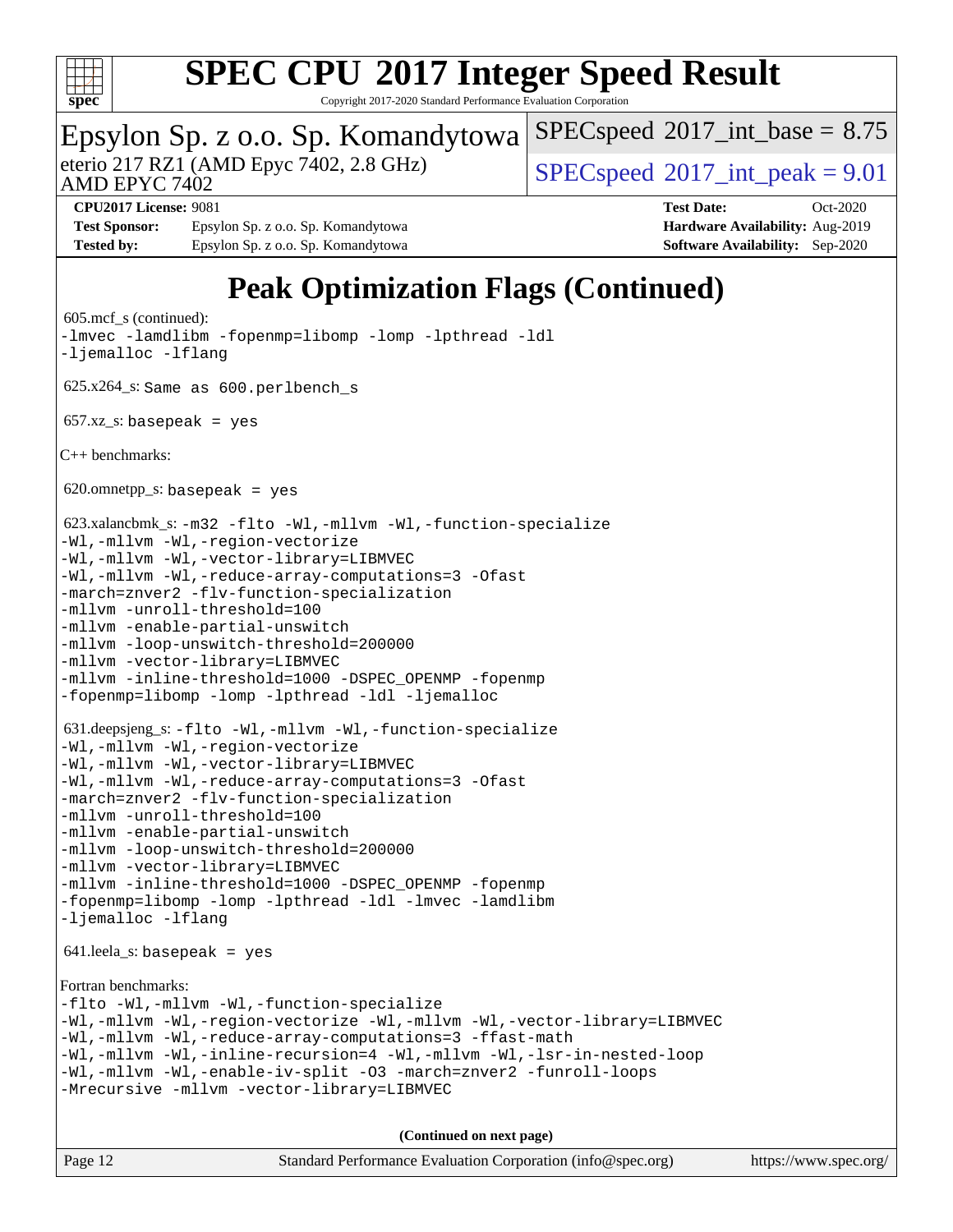# SPEC CPU 2017 Integer Speed Result

Copyright 2017-2020 Standard Performance Evaluation Corporation

**Epsylon Sp. z o.o. Sp. Komandytowa**
eterio 217 RZ1 (AMD Epyc 7402, 2.8 GHz)
AMD EPYC 7402

SPECspeed 2017_int_base = 8.75
SPECspeed 2017_int_peak = 9.01

| | | | |
|---|---|---|---|
| **CPU2017 License:** | 9081 | **Test Date:** | Oct-2020 |
| **Test Sponsor:** | Epsylon Sp. z o.o. Sp. Komandytowa | **Hardware Availability:** | Aug-2019 |
| **Tested by:** | Epsylon Sp. z o.o. Sp. Komandytowa | **Software Availability:** | Sep-2020 |

## Peak Optimization Flags (Continued)

605.mcf_s (continued):
-lmvec -lamdlibm -fopenmp=libomp -lomp -lpthread -ldl
-ljemalloc -lflang

625.x264_s: Same as 600.perlbench_s

657.xz_s: basepeak = yes

C++ benchmarks:

620.omnetpp_s: basepeak = yes

623.xalancbmk_s: -m32 -flto -Wl,-mllvm -Wl,-function-specialize
-Wl,-mllvm -Wl,-region-vectorize
-Wl,-mllvm -Wl,-vector-library=LIBMVEC
-Wl,-mllvm -Wl,-reduce-array-computations=3 -Ofast
-march=znver2 -flv-function-specialization
-mllvm -unroll-threshold=100
-mllvm -enable-partial-unswitch
-mllvm -loop-unswitch-threshold=200000
-mllvm -vector-library=LIBMVEC
-mllvm -inline-threshold=1000 -DSPEC_OPENMP -fopenmp
-fopenmp=libomp -lomp -lpthread -ldl -ljemalloc

631.deepsjeng_s: -flto -Wl,-mllvm -Wl,-function-specialize
-Wl,-mllvm -Wl,-region-vectorize
-Wl,-mllvm -Wl,-vector-library=LIBMVEC
-Wl,-mllvm -Wl,-reduce-array-computations=3 -Ofast
-march=znver2 -flv-function-specialization
-mllvm -unroll-threshold=100
-mllvm -enable-partial-unswitch
-mllvm -loop-unswitch-threshold=200000
-mllvm -vector-library=LIBMVEC
-mllvm -inline-threshold=1000 -DSPEC_OPENMP -fopenmp
-fopenmp=libomp -lomp -lpthread -ldl -lmvec -lamdlibm
-ljemalloc -lflang

641.leela_s: basepeak = yes

Fortran benchmarks:
-flto -Wl,-mllvm -Wl,-function-specialize
-Wl,-mllvm -Wl,-region-vectorize -Wl,-mllvm -Wl,-vector-library=LIBMVEC
-Wl,-mllvm -Wl,-reduce-array-computations=3 -ffast-math
-Wl,-mllvm -Wl,-inline-recursion=4 -Wl,-mllvm -Wl,-lsr-in-nested-loop
-Wl,-mllvm -Wl,-enable-iv-split -O3 -march=znver2 -funroll-loops
-Mrecursive -mllvm -vector-library=LIBMVEC

**(Continued on next page)**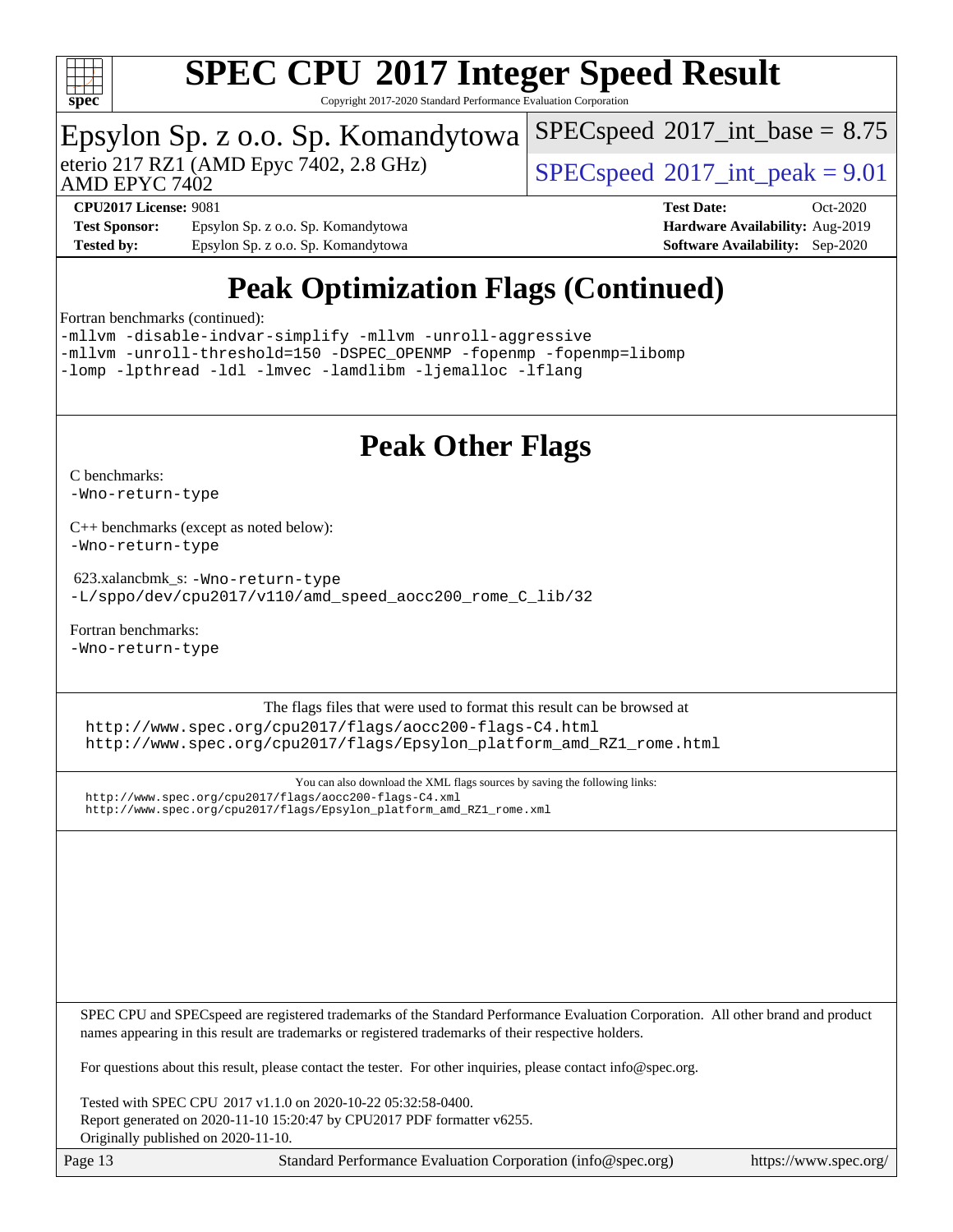# SPEC CPU 2017 Integer Speed Result

Copyright 2017-2020 Standard Performance Evaluation Corporation

Epsylon Sp. z o.o. Sp. Komandytowa
eterio 217 RZ1 (AMD Epyc 7402, 2.8 GHz)
AMD EPYC 7402

SPECspeed 2017_int_base = 8.75
SPECspeed 2017_int_peak = 9.01

**CPU2017 License:** 9081
**Test Sponsor:** Epsylon Sp. z o.o. Sp. Komandytowa
**Tested by:** Epsylon Sp. z o.o. Sp. Komandytowa
**Test Date:** Oct-2020
**Hardware Availability:** Aug-2019
**Software Availability:** Sep-2020

## Peak Optimization Flags (Continued)

Fortran benchmarks (continued):
```
-mllvm -disable-indvar-simplify -mllvm -unroll-aggressive
-mllvm -unroll-threshold=150 -DSPEC_OPENMP -fopenmp -fopenmp=libomp
-lomp -lpthread -ldl -lmvec -lamdlibm -ljemalloc -lflang
```

## Peak Other Flags

C benchmarks:
```
-Wno-return-type
```

C++ benchmarks (except as noted below):
```
-Wno-return-type
```

623.xalancbmk_s: `-Wno-return-type`
```
-L/sppo/dev/cpu2017/v110/amd_speed_aocc200_rome_C_lib/32
```

Fortran benchmarks:
```
-Wno-return-type
```

The flags files that were used to format this result can be browsed at
http://www.spec.org/cpu2017/flags/aocc200-flags-C4.html
http://www.spec.org/cpu2017/flags/Epsylon_platform_amd_RZ1_rome.html

You can also download the XML flags sources by saving the following links:
http://www.spec.org/cpu2017/flags/aocc200-flags-C4.xml
http://www.spec.org/cpu2017/flags/Epsylon_platform_amd_RZ1_rome.xml

SPEC CPU and SPECspeed are registered trademarks of the Standard Performance Evaluation Corporation. All other brand and product names appearing in this result are trademarks or registered trademarks of their respective holders.

For questions about this result, please contact the tester. For other inquiries, please contact info@spec.org.

Tested with SPEC CPU 2017 v1.1.0 on 2020-10-22 05:32:58-0400.
Report generated on 2020-11-10 15:20:47 by CPU2017 PDF formatter v6255.
Originally published on 2020-11-10.